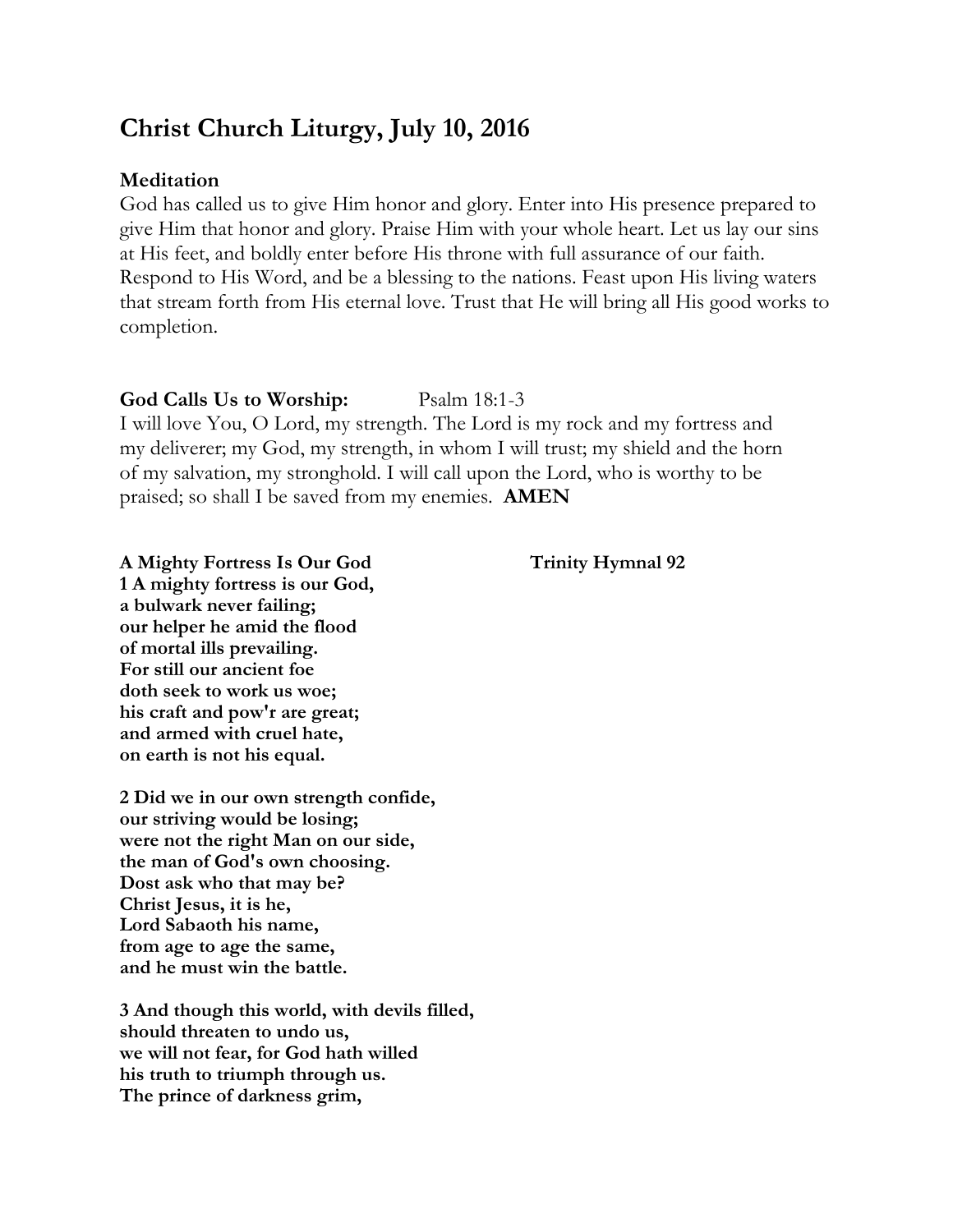# Christ Church Liturgy, July 10, 2016

**Meditation**

God has called us to give Him honor and glory. Enter into His presence prepared to give Him that honor and glory. Praise Him with your whole heart. Let us lay our sins at His feet, and boldly enter before His throne with full assurance of our faith. Respond to His Word, and be a blessing to the nations. Feast upon His living waters that stream forth from His eternal love. Trust that He will bring all His good works to completion.

**God Calls Us to Worship:** Psalm 18:1-3

I will love You, O Lord, my strength. The Lord is my rock and my fortress and my deliverer; my God, my strength, in whom I will trust; my shield and the horn of my salvation, my stronghold. I will call upon the Lord, who is worthy to be praised; so shall I be saved from my enemies. **AMEN**

**A Mighty Fortress Is Our God** **Trinity Hymnal 92**

**1 A mighty fortress is our God,**
**a bulwark never failing;**
**our helper he amid the flood**
**of mortal ills prevailing.**
**For still our ancient foe**
**doth seek to work us woe;**
**his craft and pow'r are great;**
**and armed with cruel hate,**
**on earth is not his equal.**

**2 Did we in our own strength confide,**
**our striving would be losing;**
**were not the right Man on our side,**
**the man of God's own choosing.**
**Dost ask who that may be?**
**Christ Jesus, it is he,**
**Lord Sabaoth his name,**
**from age to age the same,**
**and he must win the battle.**

**3 And though this world, with devils filled,**
**should threaten to undo us,**
**we will not fear, for God hath willed**
**his truth to triumph through us.**
**The prince of darkness grim,**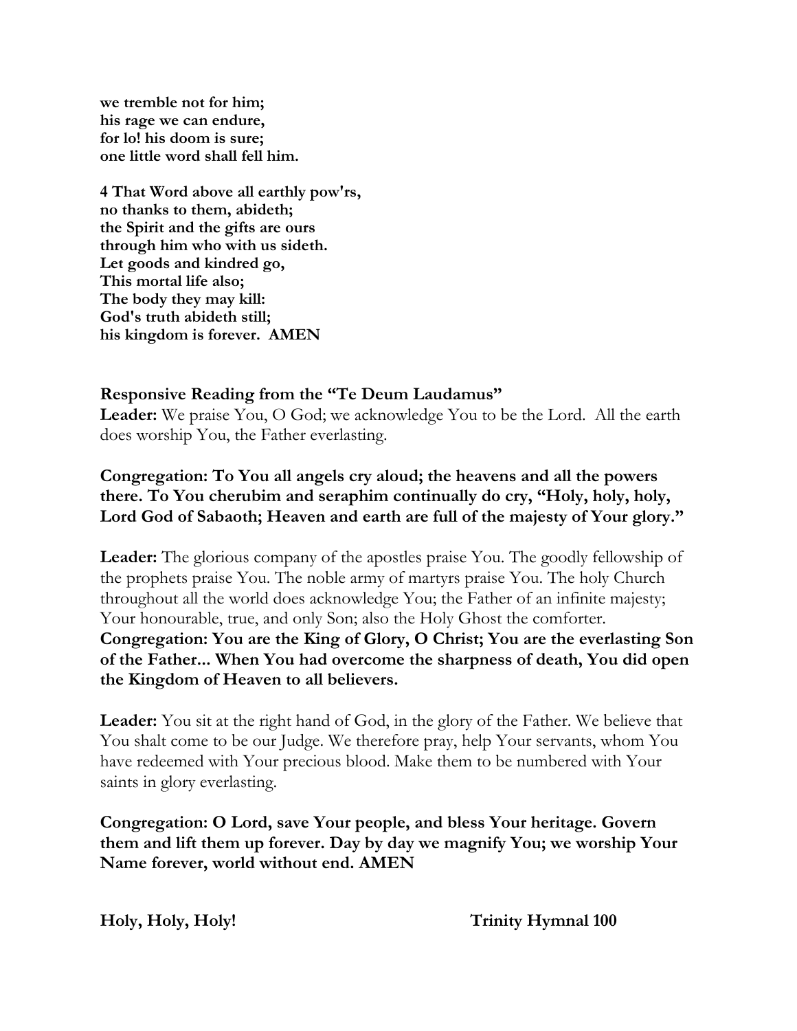**we tremble not for him;**
**his rage we can endure,**
**for lo! his doom is sure;**
**one little word shall fell him.**

**4 That Word above all earthly pow'rs,**
**no thanks to them, abideth;**
**the Spirit and the gifts are ours**
**through him who with us sideth.**
**Let goods and kindred go,**
**This mortal life also;**
**The body they may kill:**
**God's truth abideth still;**
**his kingdom is forever. AMEN**

**Responsive Reading from the "Te Deum Laudamus"**

**Leader:** We praise You, O God; we acknowledge You to be the Lord. All the earth does worship You, the Father everlasting.

**Congregation: To You all angels cry aloud; the heavens and all the powers there. To You cherubim and seraphim continually do cry, "Holy, holy, holy, Lord God of Sabaoth; Heaven and earth are full of the majesty of Your glory."**

**Leader:** The glorious company of the apostles praise You. The goodly fellowship of the prophets praise You. The noble army of martyrs praise You. The holy Church throughout all the world does acknowledge You; the Father of an infinite majesty; Your honourable, true, and only Son; also the Holy Ghost the comforter.

**Congregation: You are the King of Glory, O Christ; You are the everlasting Son of the Father... When You had overcome the sharpness of death, You did open the Kingdom of Heaven to all believers.**

**Leader:** You sit at the right hand of God, in the glory of the Father. We believe that You shalt come to be our Judge. We therefore pray, help Your servants, whom You have redeemed with Your precious blood. Make them to be numbered with Your saints in glory everlasting.

**Congregation: O Lord, save Your people, and bless Your heritage. Govern them and lift them up forever. Day by day we magnify You; we worship Your Name forever, world without end. AMEN**

**Holy, Holy, Holy!** **Trinity Hymnal 100**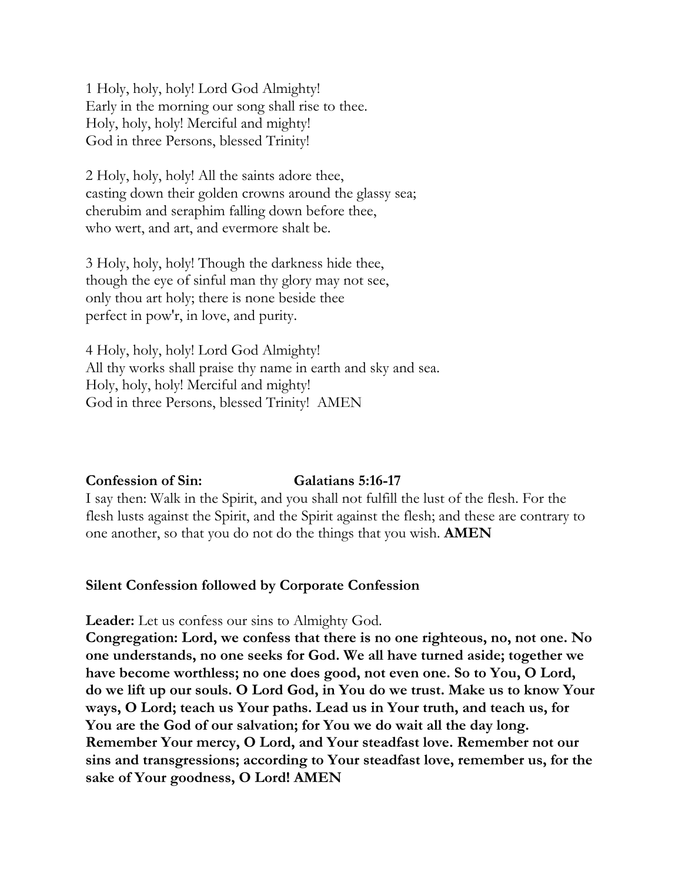1 Holy, holy, holy! Lord God Almighty!
Early in the morning our song shall rise to thee.
Holy, holy, holy! Merciful and mighty!
God in three Persons, blessed Trinity!

2 Holy, holy, holy! All the saints adore thee,
casting down their golden crowns around the glassy sea;
cherubim and seraphim falling down before thee,
who wert, and art, and evermore shalt be.

3 Holy, holy, holy! Though the darkness hide thee,
though the eye of sinful man thy glory may not see,
only thou art holy; there is none beside thee
perfect in pow'r, in love, and purity.

4 Holy, holy, holy! Lord God Almighty!
All thy works shall praise thy name in earth and sky and sea.
Holy, holy, holy! Merciful and mighty!
God in three Persons, blessed Trinity! AMEN

**Confession of Sin: Galatians 5:16-17**

I say then: Walk in the Spirit, and you shall not fulfill the lust of the flesh. For the flesh lusts against the Spirit, and the Spirit against the flesh; and these are contrary to one another, so that you do not do the things that you wish. **AMEN**

**Silent Confession followed by Corporate Confession**

**Leader:** Let us confess our sins to Almighty God.

**Congregation: Lord, we confess that there is no one righteous, no, not one. No one understands, no one seeks for God. We all have turned aside; together we have become worthless; no one does good, not even one. So to You, O Lord, do we lift up our souls. O Lord God, in You do we trust. Make us to know Your ways, O Lord; teach us Your paths. Lead us in Your truth, and teach us, for You are the God of our salvation; for You we do wait all the day long. Remember Your mercy, O Lord, and Your steadfast love. Remember not our sins and transgressions; according to Your steadfast love, remember us, for the sake of Your goodness, O Lord! AMEN**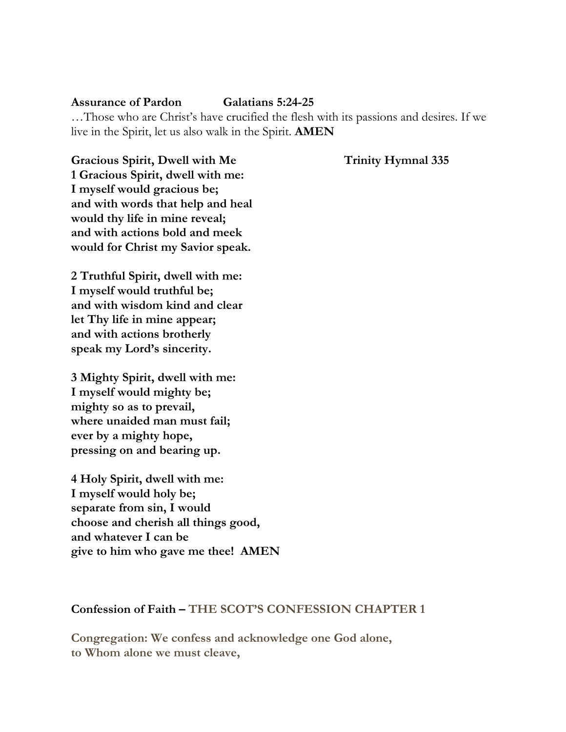**Assurance of Pardon** **Galatians 5:24-25**

…Those who are Christ's have crucified the flesh with its passions and desires. If we live in the Spirit, let us also walk in the Spirit. **AMEN**

**Gracious Spirit, Dwell with Me** **Trinity Hymnal 335**

**1 Gracious Spirit, dwell with me:**
**I myself would gracious be;**
**and with words that help and heal**
**would thy life in mine reveal;**
**and with actions bold and meek**
**would for Christ my Savior speak.**

**2 Truthful Spirit, dwell with me:**
**I myself would truthful be;**
**and with wisdom kind and clear**
**let Thy life in mine appear;**
**and with actions brotherly**
**speak my Lord's sincerity.**

**3 Mighty Spirit, dwell with me:**
**I myself would mighty be;**
**mighty so as to prevail,**
**where unaided man must fail;**
**ever by a mighty hope,**
**pressing on and bearing up.**

**4 Holy Spirit, dwell with me:**
**I myself would holy be;**
**separate from sin, I would**
**choose and cherish all things good,**
**and whatever I can be**
**give to him who gave me thee! AMEN**

**Confession of Faith – THE SCOT'S CONFESSION CHAPTER 1**

**Congregation: We confess and acknowledge one God alone,**
**to Whom alone we must cleave,**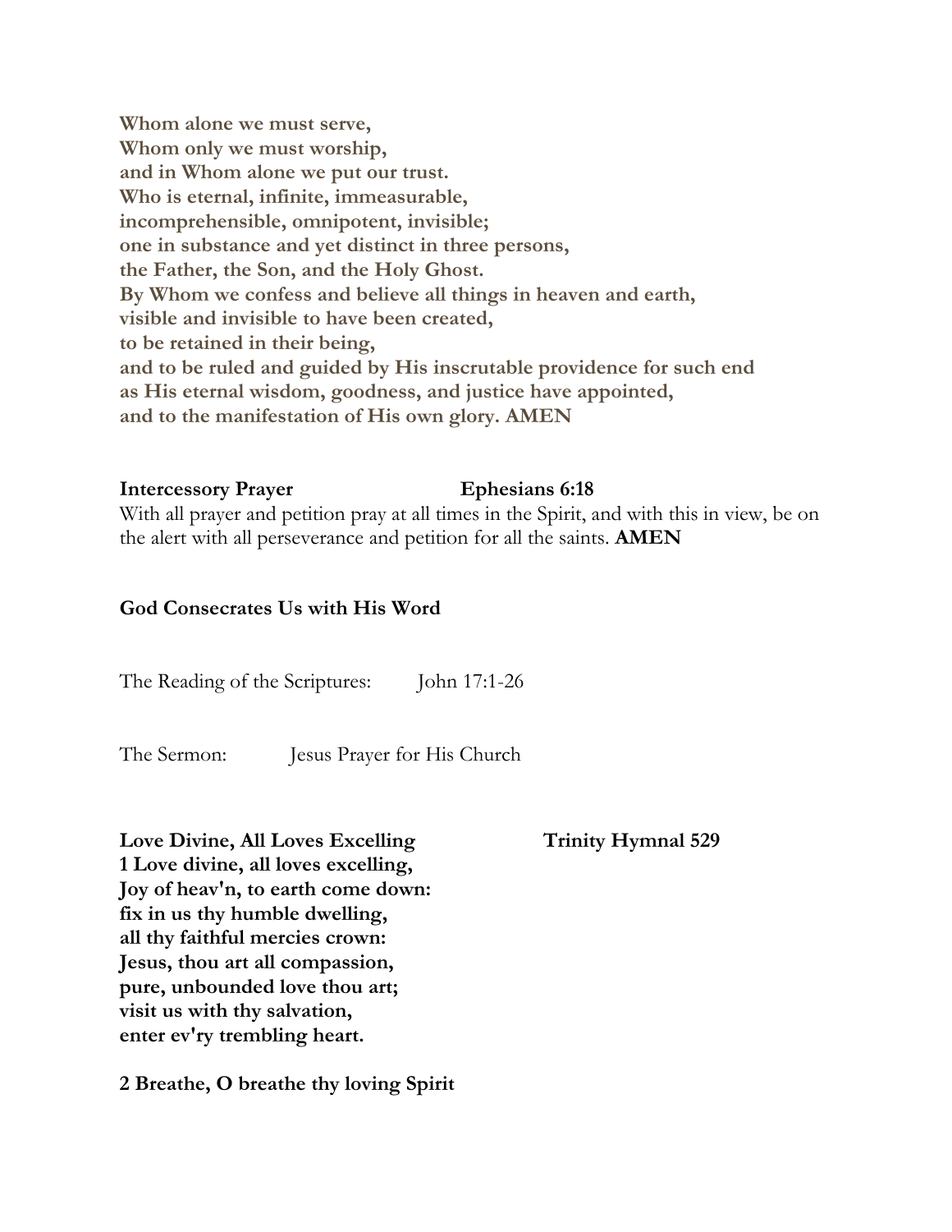**Whom alone we must serve,**
**Whom only we must worship,**
**and in Whom alone we put our trust.**
**Who is eternal, infinite, immeasurable,**
**incomprehensible, omnipotent, invisible;**
**one in substance and yet distinct in three persons,**
**the Father, the Son, and the Holy Ghost.**
**By Whom we confess and believe all things in heaven and earth,**
**visible and invisible to have been created,**
**to be retained in their being,**
**and to be ruled and guided by His inscrutable providence for such end**
**as His eternal wisdom, goodness, and justice have appointed,**
**and to the manifestation of His own glory. AMEN**

**Intercessory Prayer** **Ephesians 6:18**

With all prayer and petition pray at all times in the Spirit, and with this in view, be on the alert with all perseverance and petition for all the saints. **AMEN**

**God Consecrates Us with His Word**

The Reading of the Scriptures: John 17:1-26

The Sermon: Jesus Prayer for His Church

**Love Divine, All Loves Excelling** **Trinity Hymnal 529**

**1 Love divine, all loves excelling,**
**Joy of heav'n, to earth come down:**
**fix in us thy humble dwelling,**
**all thy faithful mercies crown:**
**Jesus, thou art all compassion,**
**pure, unbounded love thou art;**
**visit us with thy salvation,**
**enter ev'ry trembling heart.**

**2 Breathe, O breathe thy loving Spirit**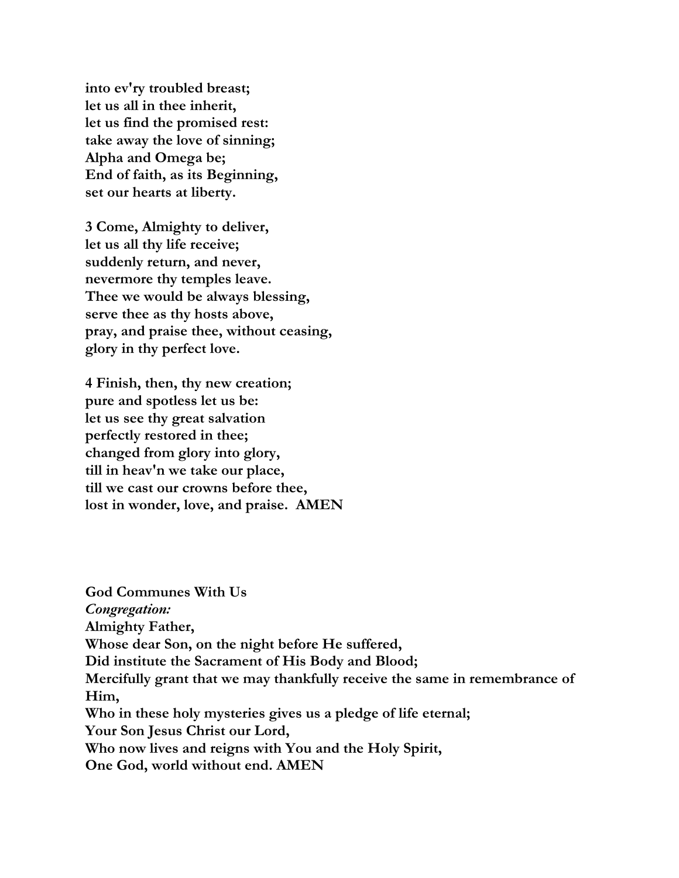**into ev'ry troubled breast;**
**let us all in thee inherit,**
**let us find the promised rest:**
**take away the love of sinning;**
**Alpha and Omega be;**
**End of faith, as its Beginning,**
**set our hearts at liberty.**

**3 Come, Almighty to deliver,**
**let us all thy life receive;**
**suddenly return, and never,**
**nevermore thy temples leave.**
**Thee we would be always blessing,**
**serve thee as thy hosts above,**
**pray, and praise thee, without ceasing,**
**glory in thy perfect love.**

**4 Finish, then, thy new creation;**
**pure and spotless let us be:**
**let us see thy great salvation**
**perfectly restored in thee;**
**changed from glory into glory,**
**till in heav'n we take our place,**
**till we cast our crowns before thee,**
**lost in wonder, love, and praise. AMEN**

**God Communes With Us**
***Congregation:***
**Almighty Father,**
**Whose dear Son, on the night before He suffered,**
**Did institute the Sacrament of His Body and Blood;**
**Mercifully grant that we may thankfully receive the same in remembrance of Him,**
**Who in these holy mysteries gives us a pledge of life eternal;**
**Your Son Jesus Christ our Lord,**
**Who now lives and reigns with You and the Holy Spirit,**
**One God, world without end. AMEN**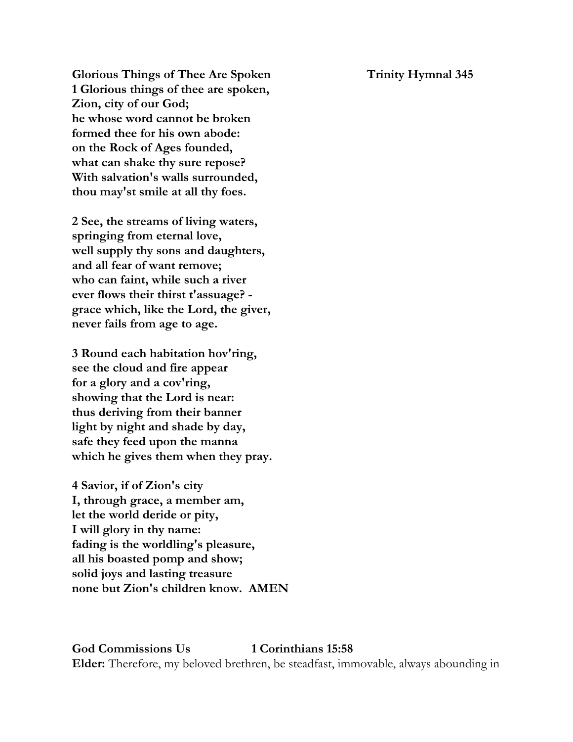**Glorious Things of Thee Are Spoken** **Trinity Hymnal 345**

**1 Glorious things of thee are spoken,**
**Zion, city of our God;**
**he whose word cannot be broken**
**formed thee for his own abode:**
**on the Rock of Ages founded,**
**what can shake thy sure repose?**
**With salvation's walls surrounded,**
**thou may'st smile at all thy foes.**

**2 See, the streams of living waters,**
**springing from eternal love,**
**well supply thy sons and daughters,**
**and all fear of want remove;**
**who can faint, while such a river**
**ever flows their thirst t'assuage? -**
**grace which, like the Lord, the giver,**
**never fails from age to age.**

**3 Round each habitation hov'ring,**
**see the cloud and fire appear**
**for a glory and a cov'ring,**
**showing that the Lord is near:**
**thus deriving from their banner**
**light by night and shade by day,**
**safe they feed upon the manna**
**which he gives them when they pray.**

**4 Savior, if of Zion's city**
**I, through grace, a member am,**
**let the world deride or pity,**
**I will glory in thy name:**
**fading is the worldling's pleasure,**
**all his boasted pomp and show;**
**solid joys and lasting treasure**
**none but Zion's children know. AMEN**

**God Commissions Us** **1 Corinthians 15:58**

**Elder:** Therefore, my beloved brethren, be steadfast, immovable, always abounding in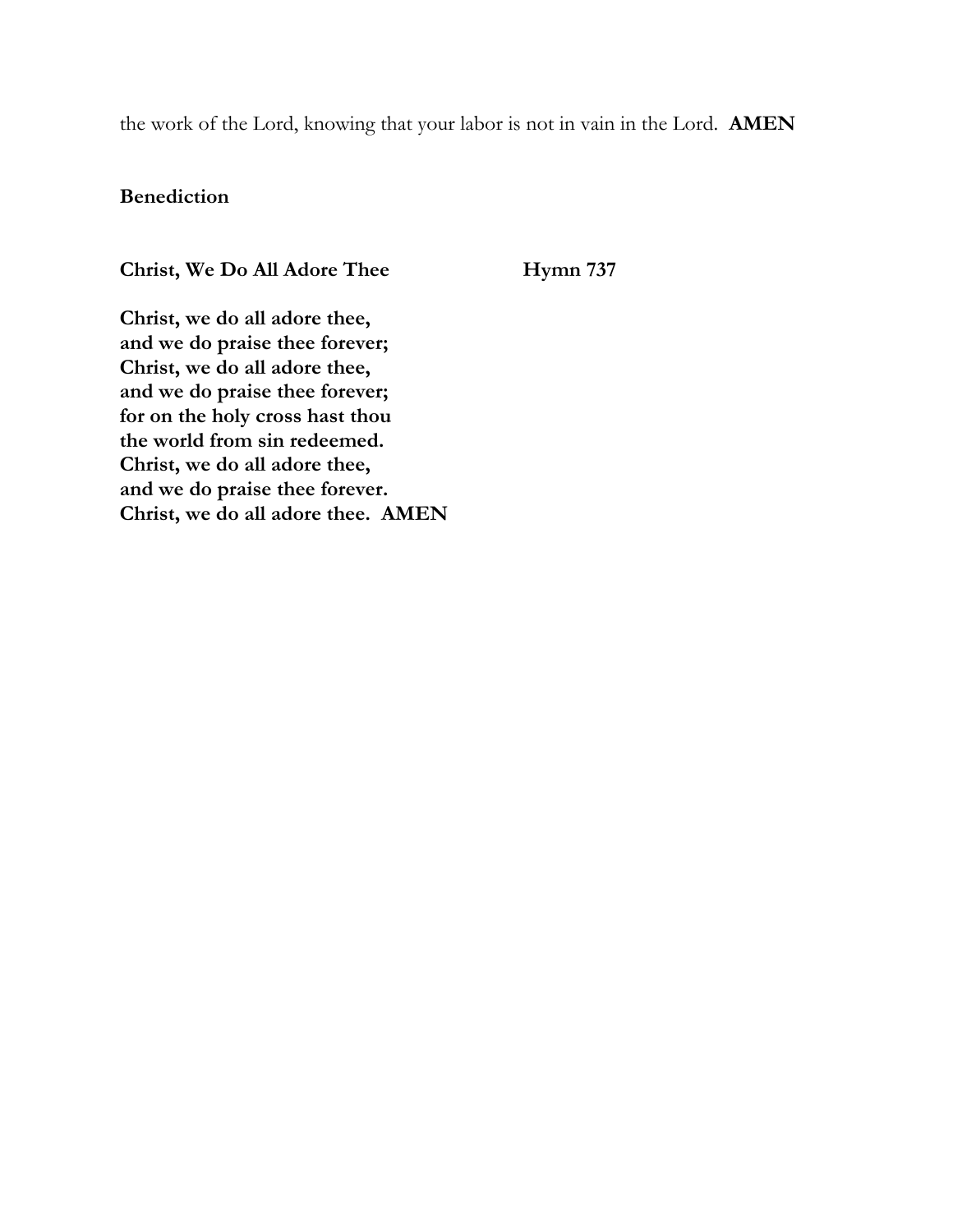the work of the Lord, knowing that your labor is not in vain in the Lord. **AMEN**

**Benediction**

**Christ, We Do All Adore Thee Hymn 737**

**Christ, we do all adore thee,**
**and we do praise thee forever;**
**Christ, we do all adore thee,**
**and we do praise thee forever;**
**for on the holy cross hast thou**
**the world from sin redeemed.**
**Christ, we do all adore thee,**
**and we do praise thee forever.**
**Christ, we do all adore thee. AMEN**